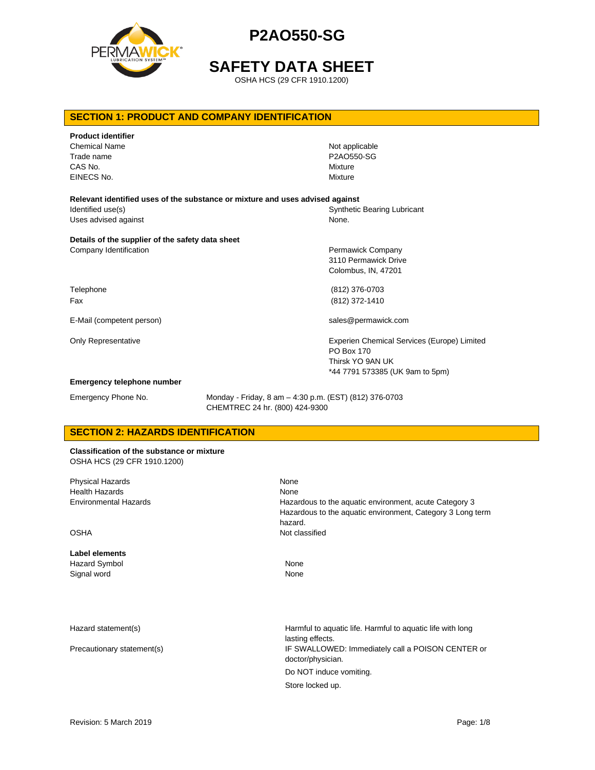# P2AO550-SG

# SAFETY DATA SHEET

OSHA HCS (29 CFR 1910.1200)

## SECTION 1: PRODUCT AND COMPANY IDENTIFICATION

**Product identifier**

| | |
|---|---|
| Chemical Name | Not applicable |
| Trade name | P2AO550-SG |
| CAS No. | Mixture |
| EINECS No. | Mixture |

**Relevant identified uses of the substance or mixture and uses advised against**

| | |
|---|---|
| Identified use(s) | Synthetic Bearing Lubricant |
| Uses advised against | None. |

**Details of the supplier of the safety data sheet**

| | |
|---|---|
| Company Identification | Permawick Company<br>3110 Permawick Drive<br>Colombus, IN, 47201 |
| Telephone | (812) 376-0703 |
| Fax | (812) 372-1410 |
| E-Mail (competent person) | sales@permawick.com |
| Only Representative | Experien Chemical Services (Europe) Limited<br>PO Box 170<br>Thirsk YO 9AN UK<br>*44 7791 573385 (UK 9am to 5pm) |

**Emergency telephone number**

| | |
|---|---|
| Emergency Phone No. | Monday - Friday, 8 am – 4:30 p.m. (EST) (812) 376-0703<br>CHEMTREC 24 hr. (800) 424-9300 |

## SECTION 2: HAZARDS IDENTIFICATION

**Classification of the substance or mixture**

OSHA HCS (29 CFR 1910.1200)

| | |
|---|---|
| Physical Hazards | None |
| Health Hazards | None |
| Environmental Hazards | Hazardous to the aquatic environment, acute Category 3<br>Hazardous to the aquatic environment, Category 3 Long term hazard. |
| OSHA | Not classified |

**Label elements**

| | |
|---|---|
| Hazard Symbol | None |
| Signal word | None |
| Hazard statement(s) | Harmful to aquatic life. Harmful to aquatic life with long lasting effects. |
| Precautionary statement(s) | IF SWALLOWED: Immediately call a POISON CENTER or doctor/physician.<br>Do NOT induce vomiting.<br>Store locked up. |

Revision: 5 March 2019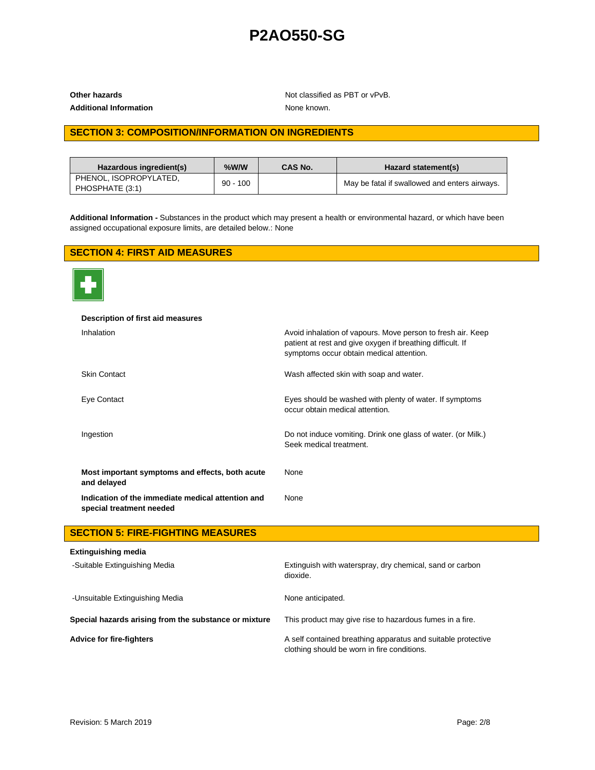| | |
|---|---|
| **Other hazards** | Not classified as PBT or vPvB. |
| **Additional Information** | None known. |

## SECTION 3: COMPOSITION/INFORMATION ON INGREDIENTS

| Hazardous ingredient(s) | %W/W | CAS No. | Hazard statement(s) |
|---|---|---|---|
| PHENOL, ISOPROPYLATED, PHOSPHATE (3:1) | 90 - 100 | | May be fatal if swallowed and enters airways. |

**Additional Information -** Substances in the product which may present a health or environmental hazard, or which have been assigned occupational exposure limits, are detailed below.: None

## SECTION 4: FIRST AID MEASURES

**Description of first aid measures**

| | |
|---|---|
| Inhalation | Avoid inhalation of vapours. Move person to fresh air. Keep patient at rest and give oxygen if breathing difficult. If symptoms occur obtain medical attention. |
| Skin Contact | Wash affected skin with soap and water. |
| Eye Contact | Eyes should be washed with plenty of water. If symptoms occur obtain medical attention. |
| Ingestion | Do not induce vomiting. Drink one glass of water. (or Milk.) Seek medical treatment. |
| **Most important symptoms and effects, both acute and delayed** | None |
| **Indication of the immediate medical attention and special treatment needed** | None |

## SECTION 5: FIRE-FIGHTING MEASURES

**Extinguishing media**

| | |
|---|---|
| -Suitable Extinguishing Media | Extinguish with waterspray, dry chemical, sand or carbon dioxide. |
| -Unsuitable Extinguishing Media | None anticipated. |
| **Special hazards arising from the substance or mixture** | This product may give rise to hazardous fumes in a fire. |
| **Advice for fire-fighters** | A self contained breathing apparatus and suitable protective clothing should be worn in fire conditions. |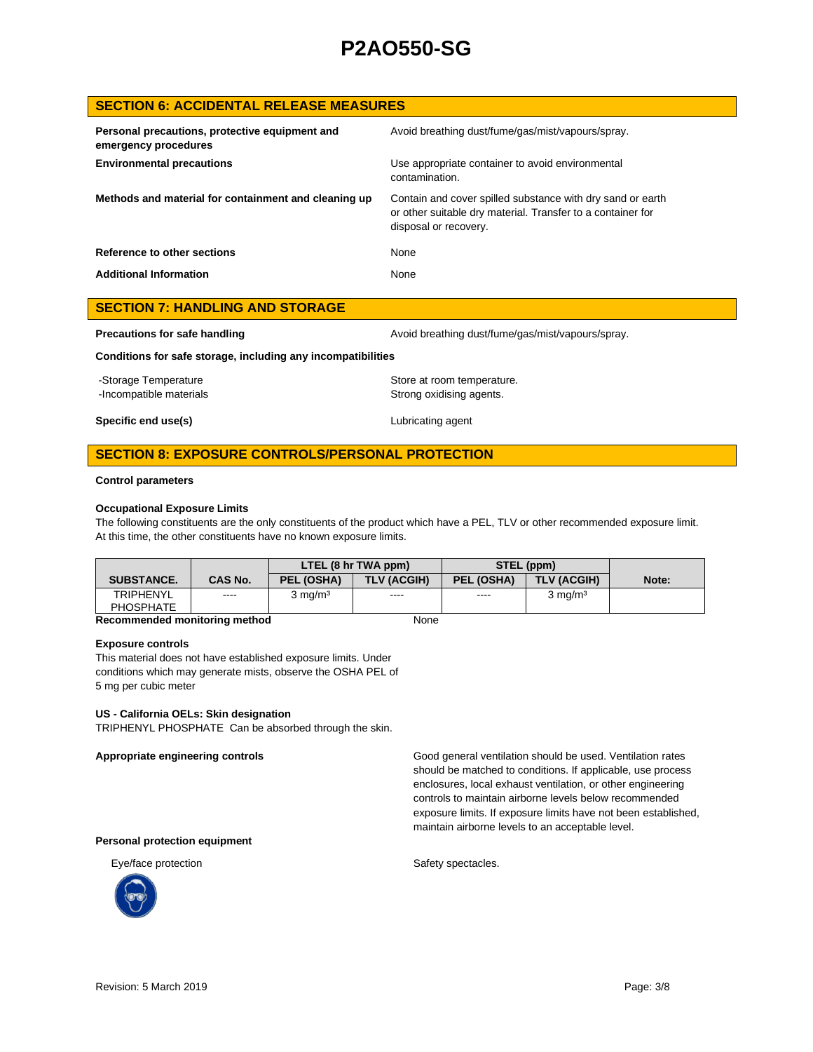## SECTION 6: ACCIDENTAL RELEASE MEASURES

**Personal precautions, protective equipment and emergency procedures**: Avoid breathing dust/fume/gas/mist/vapours/spray.

**Environmental precautions**: Use appropriate container to avoid environmental contamination.

**Methods and material for containment and cleaning up**: Contain and cover spilled substance with dry sand or earth or other suitable dry material. Transfer to a container for disposal or recovery.

**Reference to other sections**: None

**Additional Information**: None

## SECTION 7: HANDLING AND STORAGE

**Precautions for safe handling**: Avoid breathing dust/fume/gas/mist/vapours/spray.

**Conditions for safe storage, including any incompatibilities**

- -Storage Temperature: Store at room temperature.
- -Incompatible materials: Strong oxidising agents.

**Specific end use(s)**: Lubricating agent

## SECTION 8: EXPOSURE CONTROLS/PERSONAL PROTECTION

**Control parameters**

**Occupational Exposure Limits**

The following constituents are the only constituents of the product which have a PEL, TLV or other recommended exposure limit. At this time, the other constituents have no known exposure limits.

| SUBSTANCE. | CAS No. | LTEL (8 hr TWA ppm) | | STEL (ppm) | | Note: |
|---|---|---|---|---|---|---|
| | | PEL (OSHA) | TLV (ACGIH) | PEL (OSHA) | TLV (ACGIH) | |
| TRIPHENYL PHOSPHATE | ---- | 3 mg/m³ | ---- | ---- | 3 mg/m³ | |

**Recommended monitoring method**: None

**Exposure controls**

This material does not have established exposure limits. Under conditions which may generate mists, observe the OSHA PEL of 5 mg per cubic meter

**US - California OELs: Skin designation**

TRIPHENYL PHOSPHATE Can be absorbed through the skin.

**Appropriate engineering controls**: Good general ventilation should be used. Ventilation rates should be matched to conditions. If applicable, use process enclosures, local exhaust ventilation, or other engineering controls to maintain airborne levels below recommended exposure limits. If exposure limits have not been established, maintain airborne levels to an acceptable level.

**Personal protection equipment**

Eye/face protection: Safety spectacles.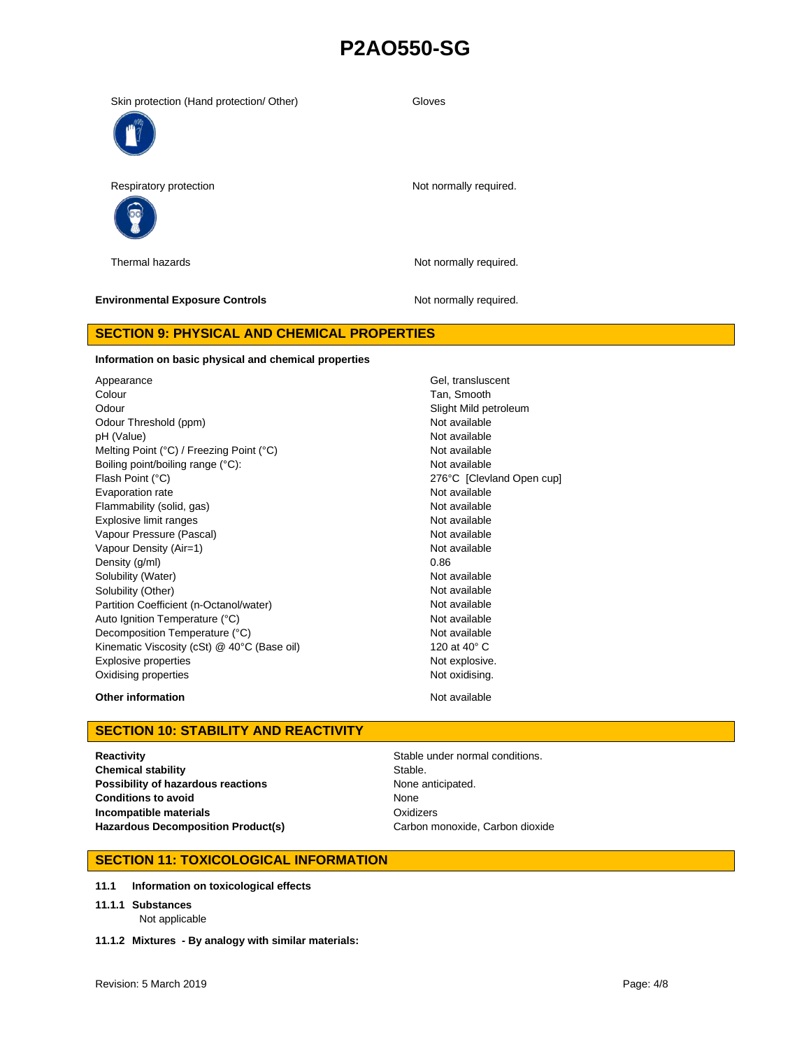| | |
|---|---|
| Skin protection (Hand protection/ Other) | Gloves |
| Respiratory protection | Not normally required. |
| Thermal hazards | Not normally required. |

| | |
|---|---|
| **Environmental Exposure Controls** | Not normally required. |

## SECTION 9: PHYSICAL AND CHEMICAL PROPERTIES

**Information on basic physical and chemical properties**

| | |
|---|---|
| Appearance | Gel, transluscent |
| Colour | Tan, Smooth |
| Odour | Slight Mild petroleum |
| Odour Threshold (ppm) | Not available |
| pH (Value) | Not available |
| Melting Point (°C) / Freezing Point (°C) | Not available |
| Boiling point/boiling range (°C): | Not available |
| Flash Point (°C) | 276°C [Clevland Open cup] |
| Evaporation rate | Not available |
| Flammability (solid, gas) | Not available |
| Explosive limit ranges | Not available |
| Vapour Pressure (Pascal) | Not available |
| Vapour Density (Air=1) | Not available |
| Density (g/ml) | 0.86 |
| Solubility (Water) | Not available |
| Solubility (Other) | Not available |
| Partition Coefficient (n-Octanol/water) | Not available |
| Auto Ignition Temperature (°C) | Not available |
| Decomposition Temperature (°C) | Not available |
| Kinematic Viscosity (cSt) @ 40°C (Base oil) | 120 at 40° C |
| Explosive properties | Not explosive. |
| Oxidising properties | Not oxidising. |

| | |
|---|---|
| **Other information** | Not available |

## SECTION 10: STABILITY AND REACTIVITY

| | |
|---|---|
| **Reactivity** | Stable under normal conditions. |
| **Chemical stability** | Stable. |
| **Possibility of hazardous reactions** | None anticipated. |
| **Conditions to avoid** | None |
| **Incompatible materials** | Oxidizers |
| **Hazardous Decomposition Product(s)** | Carbon monoxide, Carbon dioxide |

## SECTION 11: TOXICOLOGICAL INFORMATION

**11.1 Information on toxicological effects**

**11.1.1 Substances**

Not applicable

**11.1.2 Mixtures - By analogy with similar materials:**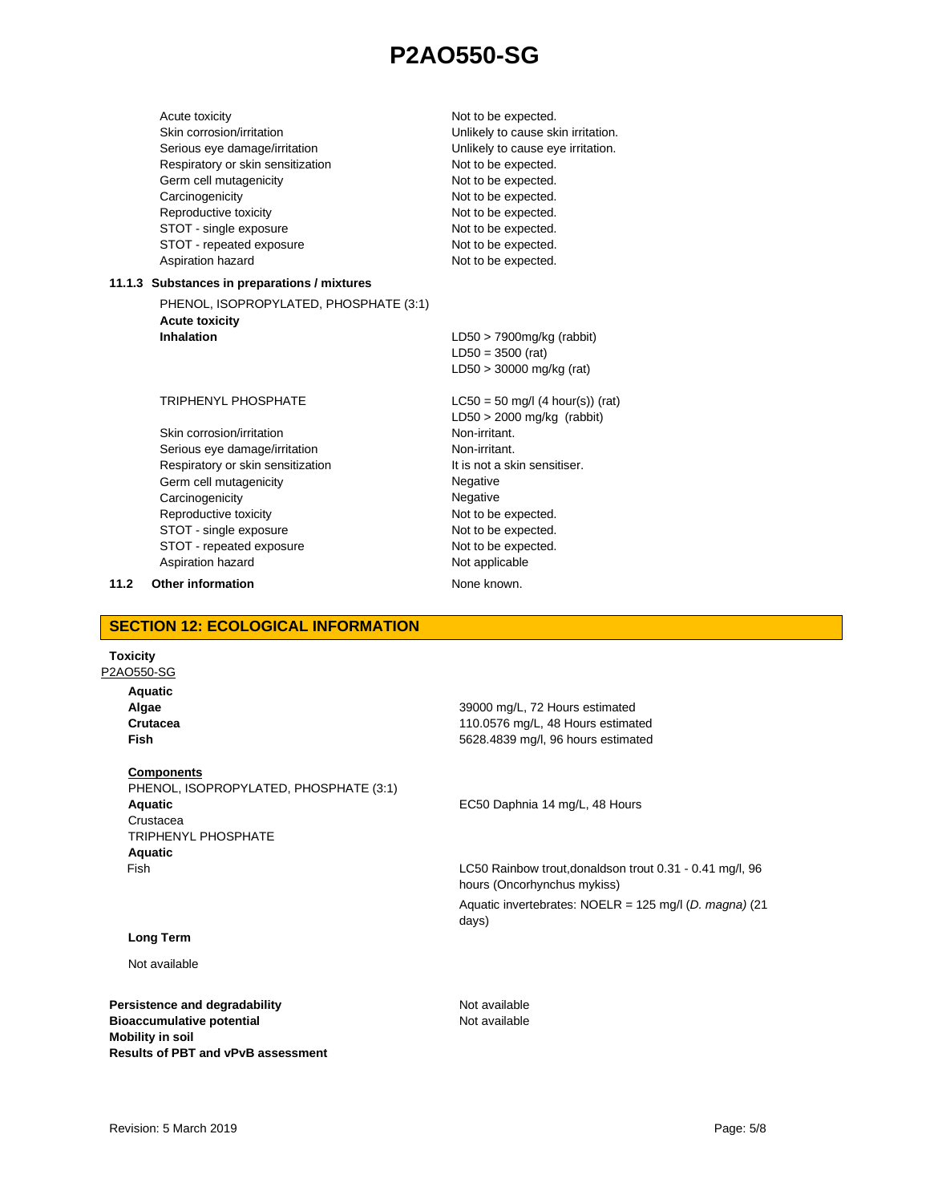| | |
|---|---|
| Acute toxicity | Not to be expected. |
| Skin corrosion/irritation | Unlikely to cause skin irritation. |
| Serious eye damage/irritation | Unlikely to cause eye irritation. |
| Respiratory or skin sensitization | Not to be expected. |
| Germ cell mutagenicity | Not to be expected. |
| Carcinogenicity | Not to be expected. |
| Reproductive toxicity | Not to be expected. |
| STOT - single exposure | Not to be expected. |
| STOT - repeated exposure | Not to be expected. |
| Aspiration hazard | Not to be expected. |

### 11.1.3 Substances in preparations / mixtures

PHENOL, ISOPROPYLATED, PHOSPHATE (3:1)

**Acute toxicity**

| | |
|---|---|
| **Inhalation** | LD50 > 7900mg/kg (rabbit)<br>LD50 = 3500 (rat)<br>LD50 > 30000 mg/kg (rat) |

| | |
|---|---|
| TRIPHENYL PHOSPHATE | LC50 = 50 mg/l (4 hour(s)) (rat)<br>LD50 > 2000 mg/kg (rabbit) |
| Skin corrosion/irritation | Non-irritant. |
| Serious eye damage/irritation | Non-irritant. |
| Respiratory or skin sensitization | It is not a skin sensitiser. |
| Germ cell mutagenicity | Negative |
| Carcinogenicity | Negative |
| Reproductive toxicity | Not to be expected. |
| STOT - single exposure | Not to be expected. |
| STOT - repeated exposure | Not to be expected. |
| Aspiration hazard | Not applicable |

**11.2 Other information** — None known.

## SECTION 12: ECOLOGICAL INFORMATION

**Toxicity**

P2AO550-SG

**Aquatic**

| | |
|---|---|
| **Algae** | 39000 mg/L, 72 Hours estimated |
| **Crutacea** | 110.0576 mg/L, 48 Hours estimated |
| **Fish** | 5628.4839 mg/l, 96 hours estimated |

**Components**

PHENOL, ISOPROPYLATED, PHOSPHATE (3:1)

| | |
|---|---|
| **Aquatic**<br>Crustacea | EC50 Daphnia 14 mg/L, 48 Hours |

TRIPHENYL PHOSPHATE

| | |
|---|---|
| **Aquatic**<br>Fish | LC50 Rainbow trout,donaldson trout 0.31 - 0.41 mg/l, 96 hours (Oncorhynchus mykiss)<br>Aquatic invertebrates: NOELR = 125 mg/l (*D. magna)* (21 days) |

**Long Term**

Not available

| | |
|---|---|
| **Persistence and degradability** | Not available |
| **Bioaccumulative potential** | Not available |
| **Mobility in soil** | |
| **Results of PBT and vPvB assessment** | |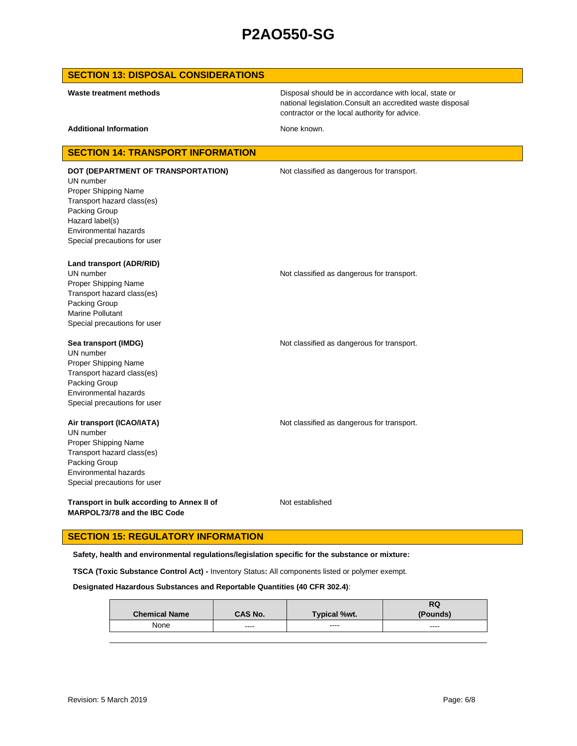## SECTION 13: DISPOSAL CONSIDERATIONS

**Waste treatment methods**

Disposal should be in accordance with local, state or national legislation.Consult an accredited waste disposal contractor or the local authority for advice.

**Additional Information**

None known.

## SECTION 14: TRANSPORT INFORMATION

**DOT (DEPARTMENT OF TRANSPORTATION)**

Not classified as dangerous for transport.

UN number
Proper Shipping Name
Transport hazard class(es)
Packing Group
Hazard label(s)
Environmental hazards
Special precautions for user

**Land transport (ADR/RID)**

UN number
Proper Shipping Name
Transport hazard class(es)
Packing Group
Marine Pollutant
Special precautions for user

Not classified as dangerous for transport.

**Sea transport (IMDG)**

Not classified as dangerous for transport.

UN number
Proper Shipping Name
Transport hazard class(es)
Packing Group
Environmental hazards
Special precautions for user

**Air transport (ICAO/IATA)**

Not classified as dangerous for transport.

UN number
Proper Shipping Name
Transport hazard class(es)
Packing Group
Environmental hazards
Special precautions for user

**Transport in bulk according to Annex II of MARPOL73/78 and the IBC Code**

Not established

## SECTION 15: REGULATORY INFORMATION

**Safety, health and environmental regulations/legislation specific for the substance or mixture:**

**TSCA (Toxic Substance Control Act) -** Inventory Status**:** All components listed or polymer exempt.

**Designated Hazardous Substances and Reportable Quantities (40 CFR 302.4)**:

| Chemical Name | CAS No. | Typical %wt. | RQ (Pounds) |
|---|---|---|---|
| None | ---- | ---- | ---- |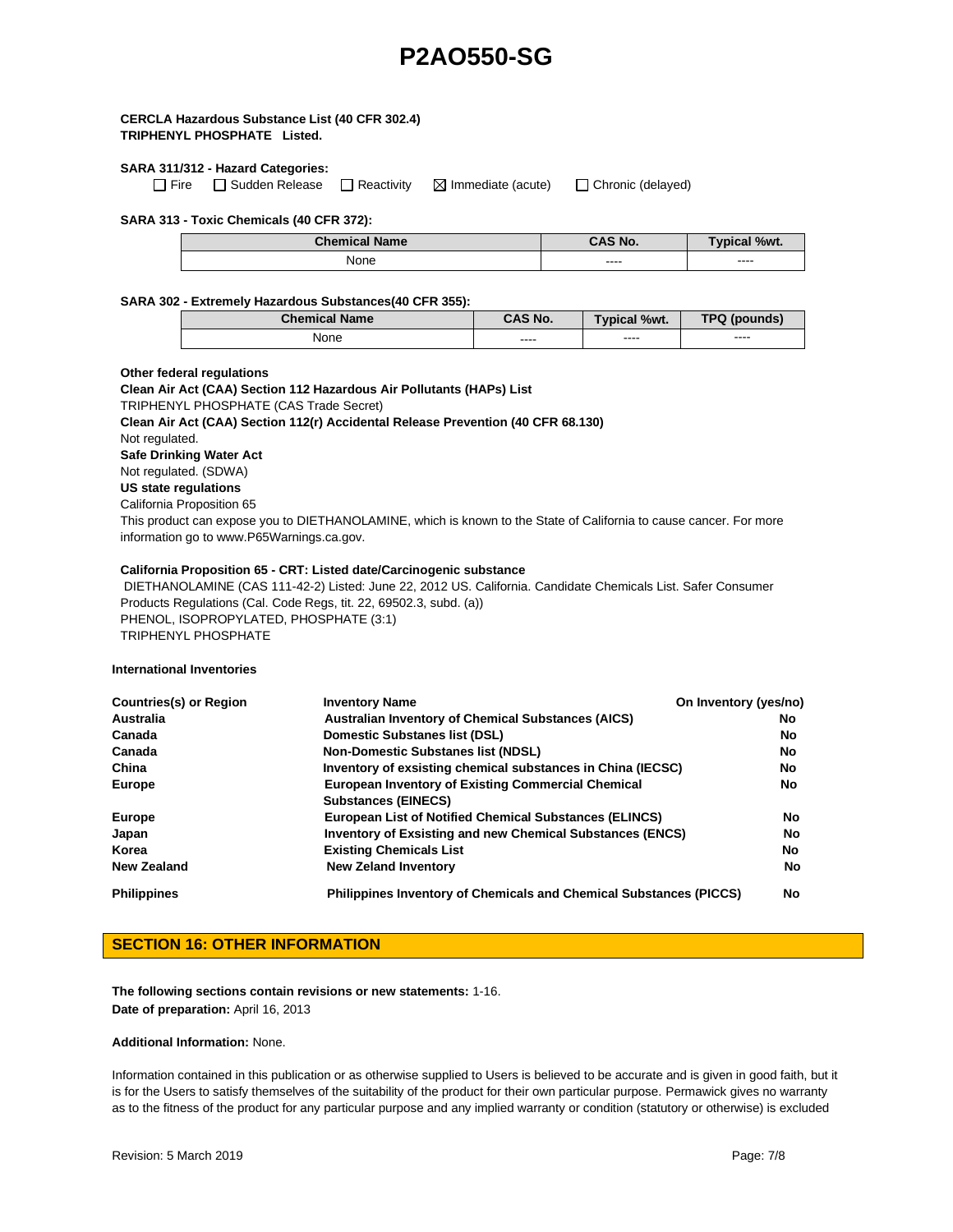**CERCLA Hazardous Substance List (40 CFR 302.4)**
**TRIPHENYL PHOSPHATE Listed.**

**SARA 311/312 - Hazard Categories:**

☐ Fire ☐ Sudden Release ☐ Reactivity ☒ Immediate (acute) ☐ Chronic (delayed)

**SARA 313 - Toxic Chemicals (40 CFR 372):**

| Chemical Name | CAS No. | Typical %wt. |
|---|---|---|
| None | ---- | ---- |

**SARA 302 - Extremely Hazardous Substances(40 CFR 355):**

| Chemical Name | CAS No. | Typical %wt. | TPQ (pounds) |
|---|---|---|---|
| None | ---- | ---- | ---- |

**Other federal regulations**

**Clean Air Act (CAA) Section 112 Hazardous Air Pollutants (HAPs) List**

TRIPHENYL PHOSPHATE (CAS Trade Secret)

**Clean Air Act (CAA) Section 112(r) Accidental Release Prevention (40 CFR 68.130)**

Not regulated.

**Safe Drinking Water Act**

Not regulated. (SDWA)

**US state regulations**

California Proposition 65

This product can expose you to DIETHANOLAMINE, which is known to the State of California to cause cancer. For more information go to www.P65Warnings.ca.gov.

**California Proposition 65 - CRT: Listed date/Carcinogenic substance**

DIETHANOLAMINE (CAS 111-42-2) Listed: June 22, 2012 US. California. Candidate Chemicals List. Safer Consumer Products Regulations (Cal. Code Regs, tit. 22, 69502.3, subd. (a))
PHENOL, ISOPROPYLATED, PHOSPHATE (3:1)
TRIPHENYL PHOSPHATE

**International Inventories**

| Countries(s) or Region | Inventory Name | On Inventory (yes/no) |
|---|---|---|
| Australia | Australian Inventory of Chemical Substances (AICS) | No |
| Canada | Domestic Substances list (DSL) | No |
| Canada | Non-Domestic Substances list (NDSL) | No |
| China | Inventory of exsisting chemical substances in China (IECSC) | No |
| Europe | European Inventory of Existing Commercial Chemical Substances (EINECS) | No |
| Europe | European List of Notified Chemical Substances (ELINCS) | No |
| Japan | Inventory of Exsisting and new Chemical Substances (ENCS) | No |
| Korea | Existing Chemicals List | No |
| New Zealand | New Zeland Inventory | No |
| Philippines | Philippines Inventory of Chemicals and Chemical Substances (PICCS) | No |

## SECTION 16: OTHER INFORMATION

**The following sections contain revisions or new statements:** 1-16.
**Date of preparation:** April 16, 2013

**Additional Information:** None.

Information contained in this publication or as otherwise supplied to Users is believed to be accurate and is given in good faith, but it is for the Users to satisfy themselves of the suitability of the product for their own particular purpose. Permawick gives no warranty as to the fitness of the product for any particular purpose and any implied warranty or condition (statutory or otherwise) is excluded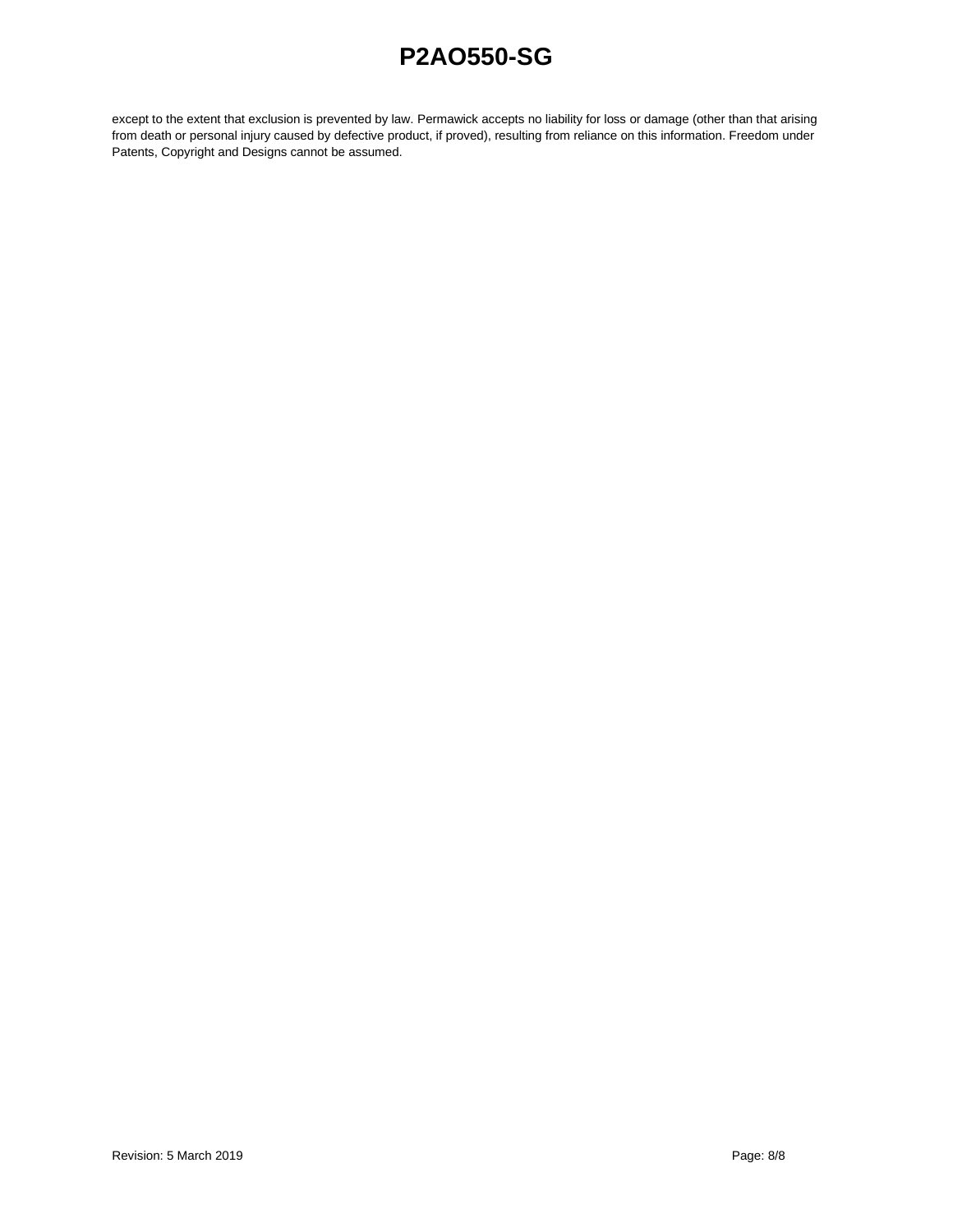except to the extent that exclusion is prevented by law. Permawick accepts no liability for loss or damage (other than that arising from death or personal injury caused by defective product, if proved), resulting from reliance on this information. Freedom under Patents, Copyright and Designs cannot be assumed.